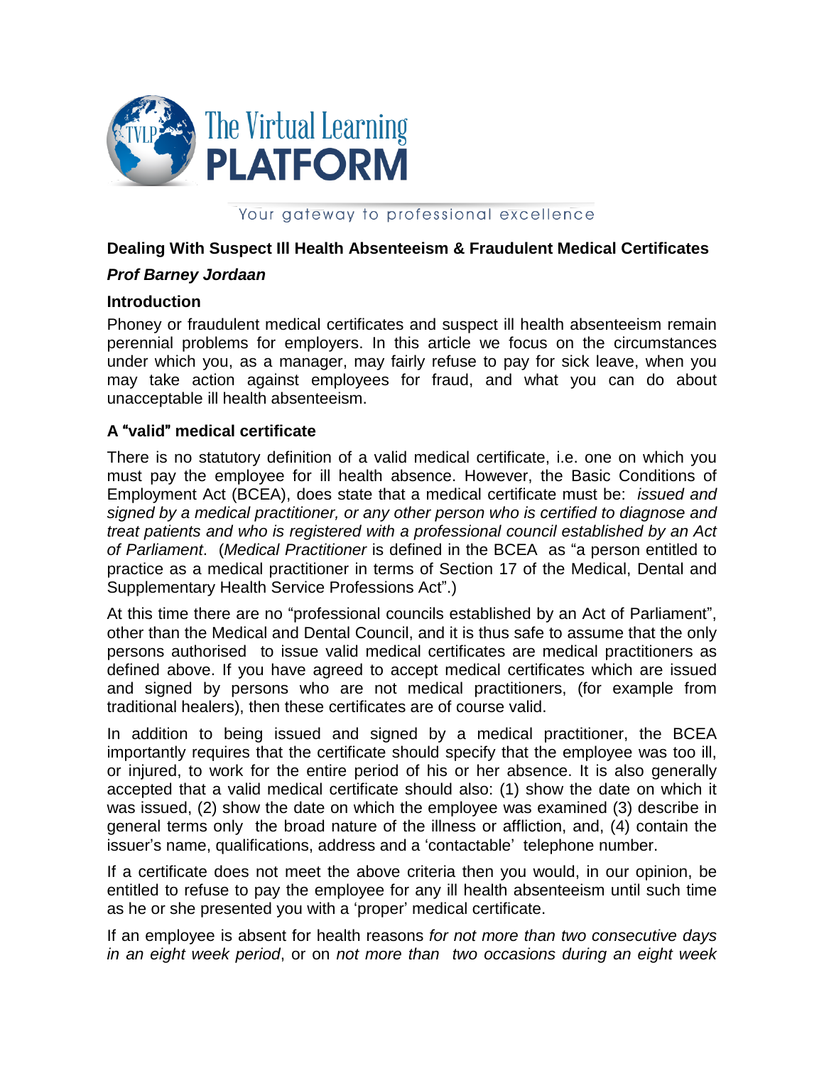The Virtual Learning **PLATFORM**

Your gateway to professional excellence

**Dealing With Suspect Ill Health Absenteeism & Fraudulent Medical Certificates**

***Prof Barney Jordaan***

## Introduction

Phoney or fraudulent medical certificates and suspect ill health absenteeism remain perennial problems for employers. In this article we focus on the circumstances under which you, as a manager, may fairly refuse to pay for sick leave, when you may take action against employees for fraud, and what you can do about unacceptable ill health absenteeism.

## A "valid" medical certificate

There is no statutory definition of a valid medical certificate, i.e. one on which you must pay the employee for ill health absence. However, the Basic Conditions of Employment Act (BCEA), does state that a medical certificate must be: *issued and signed by a medical practitioner, or any other person who is certified to diagnose and treat patients and who is registered with a professional council established by an Act of Parliament*. (*Medical Practitioner* is defined in the BCEA as "a person entitled to practice as a medical practitioner in terms of Section 17 of the Medical, Dental and Supplementary Health Service Professions Act".)

At this time there are no "professional councils established by an Act of Parliament", other than the Medical and Dental Council, and it is thus safe to assume that the only persons authorised to issue valid medical certificates are medical practitioners as defined above. If you have agreed to accept medical certificates which are issued and signed by persons who are not medical practitioners, (for example from traditional healers), then these certificates are of course valid.

In addition to being issued and signed by a medical practitioner, the BCEA importantly requires that the certificate should specify that the employee was too ill, or injured, to work for the entire period of his or her absence. It is also generally accepted that a valid medical certificate should also: (1) show the date on which it was issued, (2) show the date on which the employee was examined (3) describe in general terms only the broad nature of the illness or affliction, and, (4) contain the issuer's name, qualifications, address and a 'contactable' telephone number.

If a certificate does not meet the above criteria then you would, in our opinion, be entitled to refuse to pay the employee for any ill health absenteeism until such time as he or she presented you with a 'proper' medical certificate.

If an employee is absent for health reasons *for not more than two consecutive days in an eight week period*, or on *not more than two occasions during an eight week*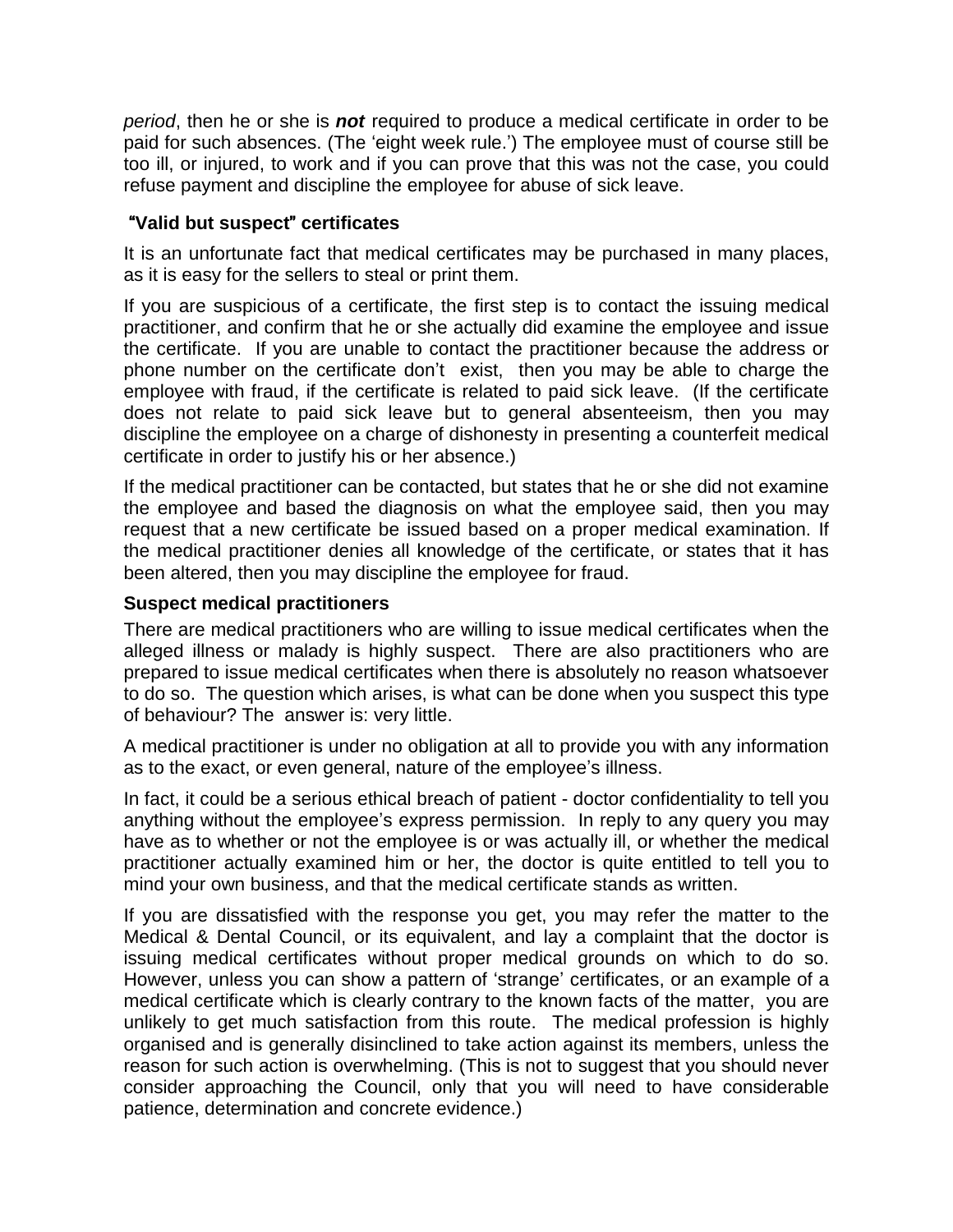*period*, then he or she is ***not*** required to produce a medical certificate in order to be paid for such absences. (The 'eight week rule.') The employee must of course still be too ill, or injured, to work and if you can prove that this was not the case, you could refuse payment and discipline the employee for abuse of sick leave.

### "Valid but suspect" certificates

It is an unfortunate fact that medical certificates may be purchased in many places, as it is easy for the sellers to steal or print them.

If you are suspicious of a certificate, the first step is to contact the issuing medical practitioner, and confirm that he or she actually did examine the employee and issue the certificate. If you are unable to contact the practitioner because the address or phone number on the certificate don't exist, then you may be able to charge the employee with fraud, if the certificate is related to paid sick leave. (If the certificate does not relate to paid sick leave but to general absenteeism, then you may discipline the employee on a charge of dishonesty in presenting a counterfeit medical certificate in order to justify his or her absence.)

If the medical practitioner can be contacted, but states that he or she did not examine the employee and based the diagnosis on what the employee said, then you may request that a new certificate be issued based on a proper medical examination. If the medical practitioner denies all knowledge of the certificate, or states that it has been altered, then you may discipline the employee for fraud.

### Suspect medical practitioners

There are medical practitioners who are willing to issue medical certificates when the alleged illness or malady is highly suspect. There are also practitioners who are prepared to issue medical certificates when there is absolutely no reason whatsoever to do so. The question which arises, is what can be done when you suspect this type of behaviour? The answer is: very little.

A medical practitioner is under no obligation at all to provide you with any information as to the exact, or even general, nature of the employee's illness.

In fact, it could be a serious ethical breach of patient - doctor confidentiality to tell you anything without the employee's express permission. In reply to any query you may have as to whether or not the employee is or was actually ill, or whether the medical practitioner actually examined him or her, the doctor is quite entitled to tell you to mind your own business, and that the medical certificate stands as written.

If you are dissatisfied with the response you get, you may refer the matter to the Medical & Dental Council, or its equivalent, and lay a complaint that the doctor is issuing medical certificates without proper medical grounds on which to do so. However, unless you can show a pattern of 'strange' certificates, or an example of a medical certificate which is clearly contrary to the known facts of the matter, you are unlikely to get much satisfaction from this route. The medical profession is highly organised and is generally disinclined to take action against its members, unless the reason for such action is overwhelming. (This is not to suggest that you should never consider approaching the Council, only that you will need to have considerable patience, determination and concrete evidence.)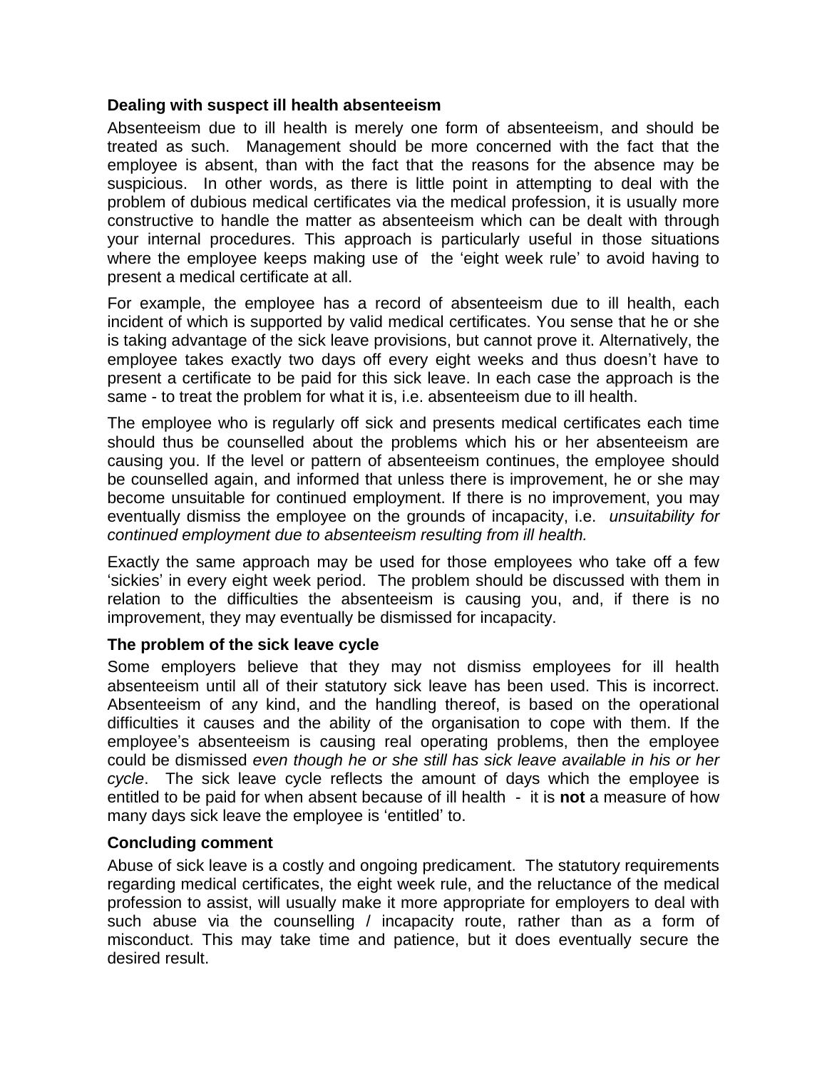### Dealing with suspect ill health absenteeism

Absenteeism due to ill health is merely one form of absenteeism, and should be treated as such. Management should be more concerned with the fact that the employee is absent, than with the fact that the reasons for the absence may be suspicious. In other words, as there is little point in attempting to deal with the problem of dubious medical certificates via the medical profession, it is usually more constructive to handle the matter as absenteeism which can be dealt with through your internal procedures. This approach is particularly useful in those situations where the employee keeps making use of the 'eight week rule' to avoid having to present a medical certificate at all.

For example, the employee has a record of absenteeism due to ill health, each incident of which is supported by valid medical certificates. You sense that he or she is taking advantage of the sick leave provisions, but cannot prove it. Alternatively, the employee takes exactly two days off every eight weeks and thus doesn't have to present a certificate to be paid for this sick leave. In each case the approach is the same - to treat the problem for what it is, i.e. absenteeism due to ill health.

The employee who is regularly off sick and presents medical certificates each time should thus be counselled about the problems which his or her absenteeism are causing you. If the level or pattern of absenteeism continues, the employee should be counselled again, and informed that unless there is improvement, he or she may become unsuitable for continued employment. If there is no improvement, you may eventually dismiss the employee on the grounds of incapacity, i.e. *unsuitability for continued employment due to absenteeism resulting from ill health.*

Exactly the same approach may be used for those employees who take off a few 'sickies' in every eight week period. The problem should be discussed with them in relation to the difficulties the absenteeism is causing you, and, if there is no improvement, they may eventually be dismissed for incapacity.

### The problem of the sick leave cycle

Some employers believe that they may not dismiss employees for ill health absenteeism until all of their statutory sick leave has been used. This is incorrect. Absenteeism of any kind, and the handling thereof, is based on the operational difficulties it causes and the ability of the organisation to cope with them. If the employee's absenteeism is causing real operating problems, then the employee could be dismissed *even though he or she still has sick leave available in his or her cycle*. The sick leave cycle reflects the amount of days which the employee is entitled to be paid for when absent because of ill health - it is **not** a measure of how many days sick leave the employee is 'entitled' to.

### Concluding comment

Abuse of sick leave is a costly and ongoing predicament. The statutory requirements regarding medical certificates, the eight week rule, and the reluctance of the medical profession to assist, will usually make it more appropriate for employers to deal with such abuse via the counselling / incapacity route, rather than as a form of misconduct. This may take time and patience, but it does eventually secure the desired result.